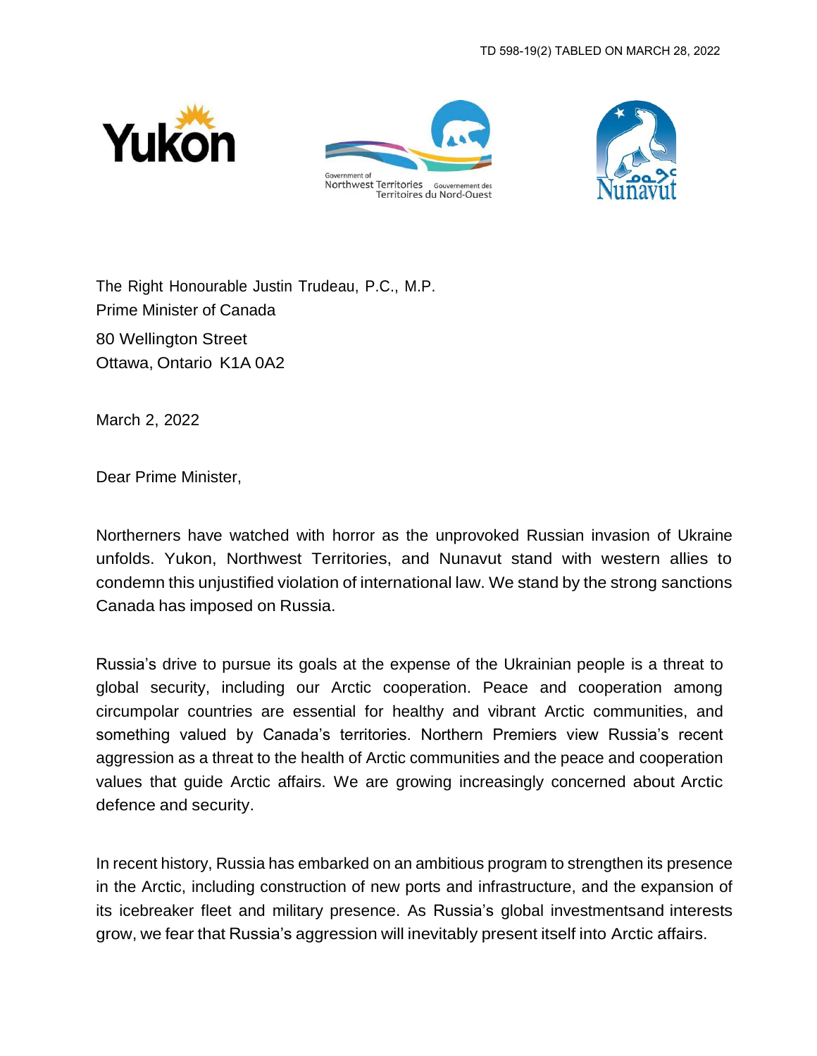TD 598-19(2) TABLED ON MARCH 28, 2022

The Right Honourable Justin Trudeau, P.C., M.P.
Prime Minister of Canada
80 Wellington Street
Ottawa, Ontario K1A 0A2

March 2, 2022

Dear Prime Minister,

Northerners have watched with horror as the unprovoked Russian invasion of Ukraine unfolds. Yukon, Northwest Territories, and Nunavut stand with western allies to condemn this unjustified violation of international law. We stand by the strong sanctions Canada has imposed on Russia.

Russia's drive to pursue its goals at the expense of the Ukrainian people is a threat to global security, including our Arctic cooperation. Peace and cooperation among circumpolar countries are essential for healthy and vibrant Arctic communities, and something valued by Canada's territories. Northern Premiers view Russia's recent aggression as a threat to the health of Arctic communities and the peace and cooperation values that guide Arctic affairs. We are growing increasingly concerned about Arctic defence and security.

In recent history, Russia has embarked on an ambitious program to strengthen its presence in the Arctic, including construction of new ports and infrastructure, and the expansion of its icebreaker fleet and military presence. As Russia's global investmentsand interests grow, we fear that Russia's aggression will inevitably present itself into Arctic affairs.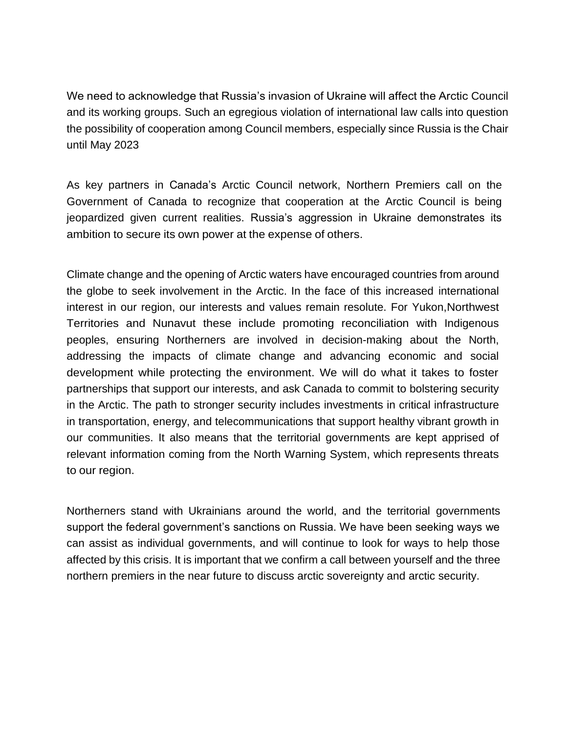We need to acknowledge that Russia's invasion of Ukraine will affect the Arctic Council and its working groups. Such an egregious violation of international law calls into question the possibility of cooperation among Council members, especially since Russia is the Chair until May 2023

As key partners in Canada's Arctic Council network, Northern Premiers call on the Government of Canada to recognize that cooperation at the Arctic Council is being jeopardized given current realities. Russia's aggression in Ukraine demonstrates its ambition to secure its own power at the expense of others.

Climate change and the opening of Arctic waters have encouraged countries from around the globe to seek involvement in the Arctic. In the face of this increased international interest in our region, our interests and values remain resolute. For Yukon,Northwest Territories and Nunavut these include promoting reconciliation with Indigenous peoples, ensuring Northerners are involved in decision-making about the North, addressing the impacts of climate change and advancing economic and social development while protecting the environment. We will do what it takes to foster partnerships that support our interests, and ask Canada to commit to bolstering security in the Arctic. The path to stronger security includes investments in critical infrastructure in transportation, energy, and telecommunications that support healthy vibrant growth in our communities. It also means that the territorial governments are kept apprised of relevant information coming from the North Warning System, which represents threats to our region.

Northerners stand with Ukrainians around the world, and the territorial governments support the federal government's sanctions on Russia. We have been seeking ways we can assist as individual governments, and will continue to look for ways to help those affected by this crisis. It is important that we confirm a call between yourself and the three northern premiers in the near future to discuss arctic sovereignty and arctic security.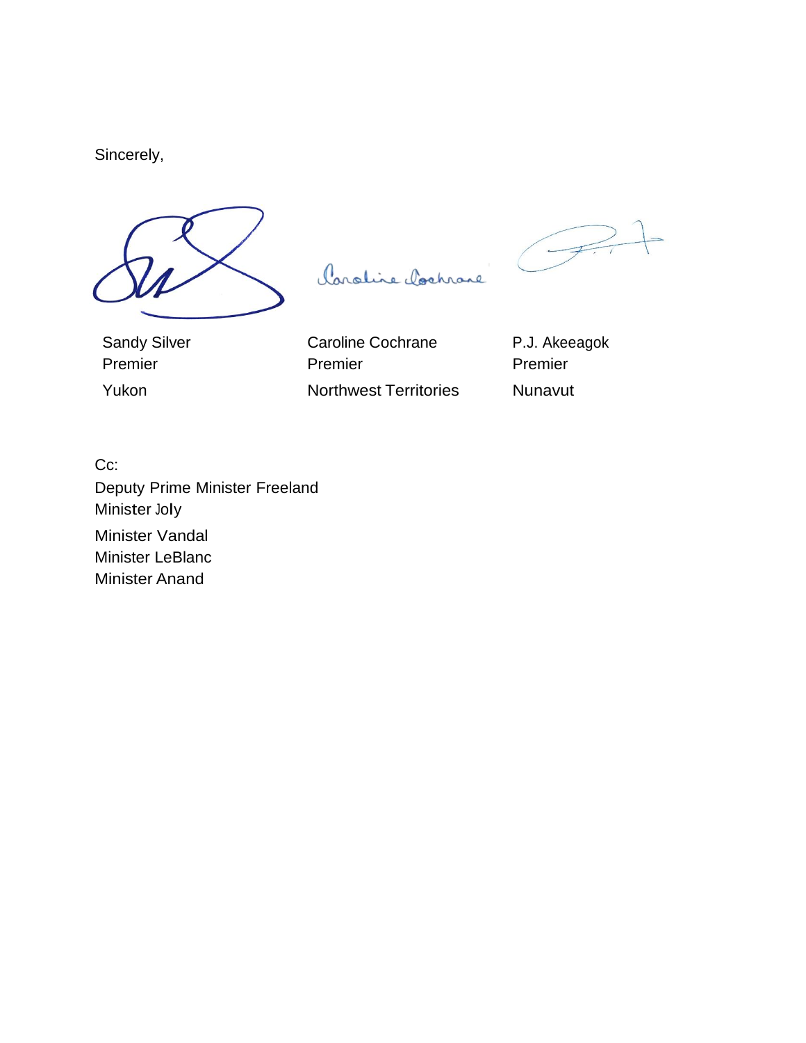Sincerely,

| | | |
|---|---|---|
| Sandy Silver | Caroline Cochrane | P.J. Akeeagok |
| Premier | Premier | Premier |
| Yukon | Northwest Territories | Nunavut |

Cc:
Deputy Prime Minister Freeland
Minister Joly
Minister Vandal
Minister LeBlanc
Minister Anand